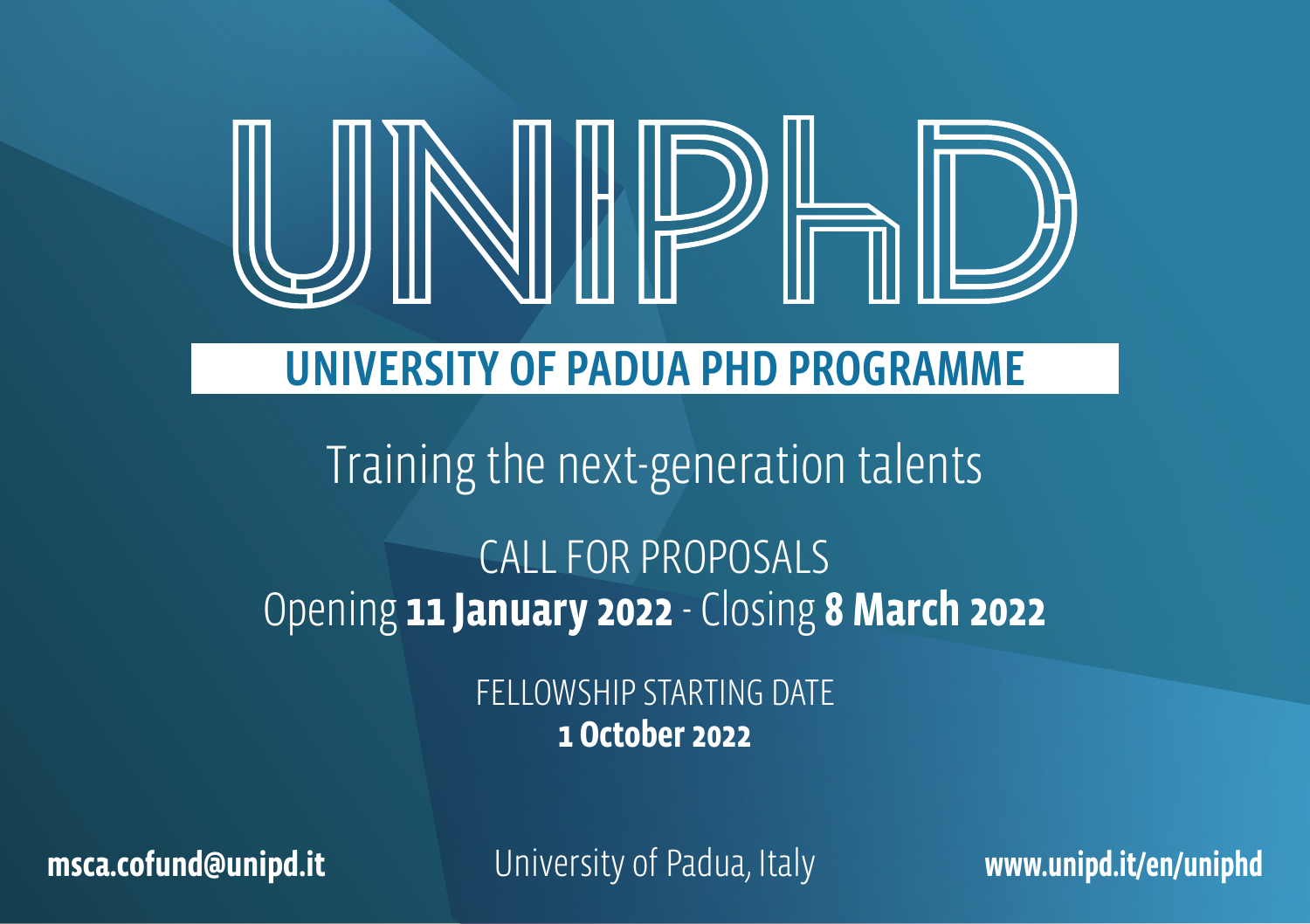# UNIPHD

## UNIVERSITY OF PADUA PHD PROGRAMME

Training the next-generation talents

CALL FOR PROPOSALS

Opening **11 January 2022** - Closing **8 March 2022**

FELLOWSHIP STARTING DATE

**1 October 2022**

**msca.cofund@unipd.it**

University of Padua, Italy

**www.unipd.it/en/uniphd**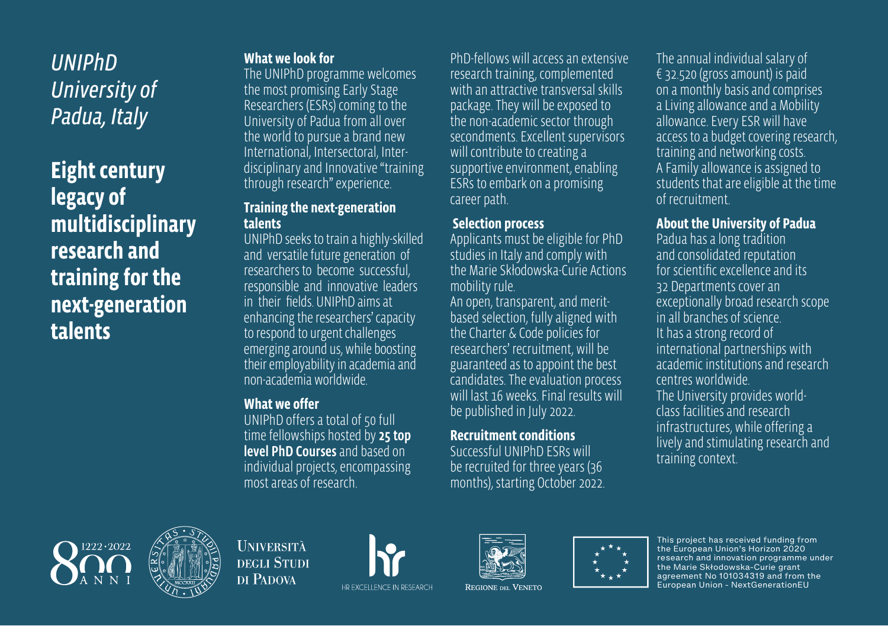*UNIPhD University of Padua, Italy*

# Eight century legacy of multidisciplinary research and training for the next-generation talents

### What we look for

The UNIPhD programme welcomes the most promising Early Stage Researchers (ESRs) coming to the University of Padua from all over the world to pursue a brand new International, Intersectoral, Interdisciplinary and Innovative "training through research" experience.

### Training the next-generation talents

UNIPhD seeks to train a highly-skilled and versatile future generation of researchers to become successful, responsible and innovative leaders in their fields. UNIPhD aims at enhancing the researchers' capacity to respond to urgent challenges emerging around us, while boosting their employability in academia and non-academia worldwide.

### What we offer

UNIPhD offers a total of 50 full time fellowships hosted by **25 top level PhD Courses** and based on individual projects, encompassing most areas of research.

PhD-fellows will access an extensive research training, complemented with an attractive transversal skills package. They will be exposed to the non-academic sector through secondments. Excellent supervisors will contribute to creating a supportive environment, enabling ESRs to embark on a promising career path.

### Selection process

Applicants must be eligible for PhD studies in Italy and comply with the Marie Skłodowska-Curie Actions mobility rule.
An open, transparent, and merit-based selection, fully aligned with the Charter & Code policies for researchers' recruitment, will be guaranteed as to appoint the best candidates. The evaluation process will last 16 weeks. Final results will be published in July 2022.

### Recruitment conditions

Successful UNIPhD ESRs will be recruited for three years (36 months), starting October 2022.

The annual individual salary of € 32.520 (gross amount) is paid on a monthly basis and comprises a Living allowance and a Mobility allowance. Every ESR will have access to a budget covering research, training and networking costs.
A Family allowance is assigned to students that are eligible at the time of recruitment.

### About the University of Padua

Padua has a long tradition and consolidated reputation for scientific excellence and its 32 Departments cover an exceptionally broad research scope in all branches of science.
It has a strong record of international partnerships with academic institutions and research centres worldwide.
The University provides world-class facilities and research infrastructures, while offering a lively and stimulating research and training context.

800 ANNI 1222·2022

Università degli Studi di Padova

HR EXCELLENCE IN RESEARCH

Regione del Veneto

This project has received funding from the European Union's Horizon 2020 research and innovation programme under the Marie Skłodowska-Curie grant agreement No 101034319 and from the European Union - NextGenerationEU